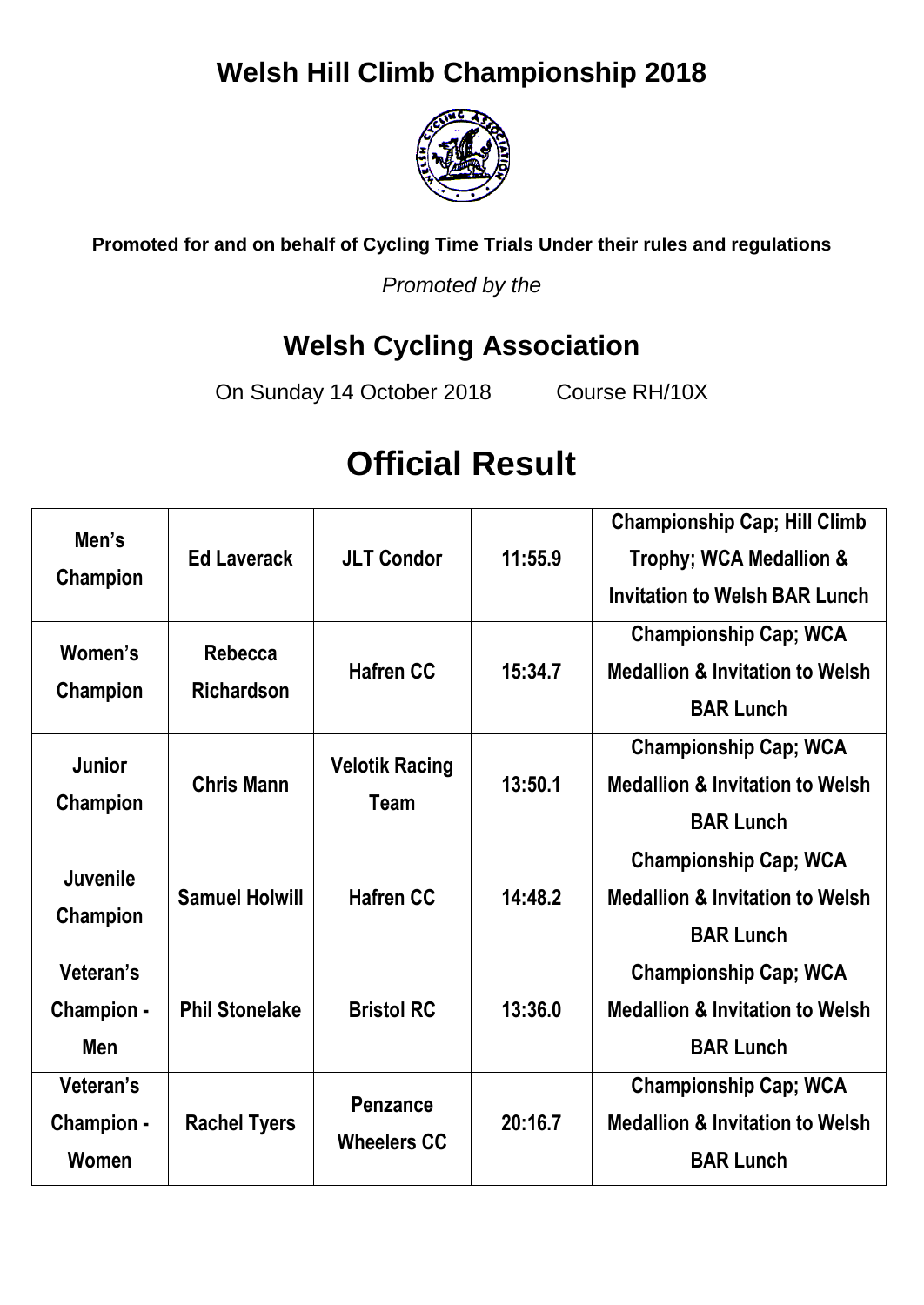# Welsh Hill Climb Championship 2018

**Promoted for and on behalf of Cycling Time Trials Under their rules and regulations**

*Promoted by the*

## Welsh Cycling Association

On Sunday 14 October 2018 Course RH/10X

# Official Result

| Men's Champion | Ed Laverack | JLT Condor | 11:55.9 | Championship Cap; Hill Climb Trophy; WCA Medallion & Invitation to Welsh BAR Lunch |
|---|---|---|---|---|
| Women's Champion | Rebecca Richardson | Hafren CC | 15:34.7 | Championship Cap; WCA Medallion & Invitation to Welsh BAR Lunch |
| Junior Champion | Chris Mann | Velotik Racing Team | 13:50.1 | Championship Cap; WCA Medallion & Invitation to Welsh BAR Lunch |
| Juvenile Champion | Samuel Holwill | Hafren CC | 14:48.2 | Championship Cap; WCA Medallion & Invitation to Welsh BAR Lunch |
| Veteran's Champion - Men | Phil Stonelake | Bristol RC | 13:36.0 | Championship Cap; WCA Medallion & Invitation to Welsh BAR Lunch |
| Veteran's Champion - Women | Rachel Tyers | Penzance Wheelers CC | 20:16.7 | Championship Cap; WCA Medallion & Invitation to Welsh BAR Lunch |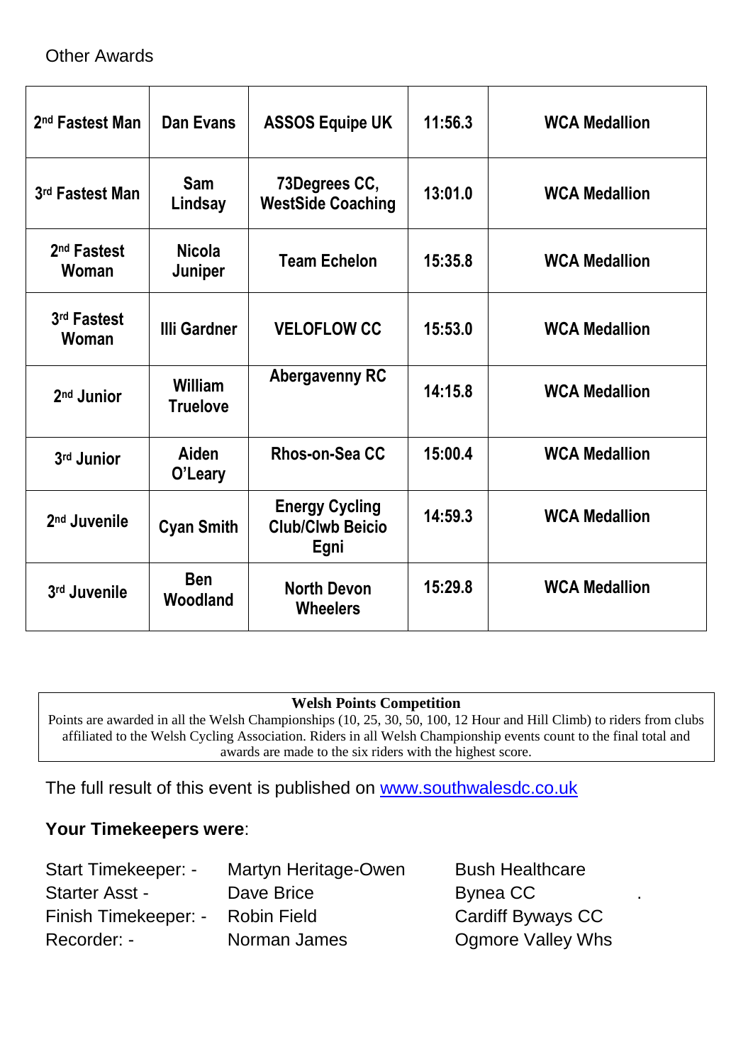Other Awards

| | | | | |
|---|---|---|---|---|
| 2nd Fastest Man | Dan Evans | ASSOS Equipe UK | 11:56.3 | WCA Medallion |
| 3rd Fastest Man | Sam Lindsay | 73Degrees CC, WestSide Coaching | 13:01.0 | WCA Medallion |
| 2nd Fastest Woman | Nicola Juniper | Team Echelon | 15:35.8 | WCA Medallion |
| 3rd Fastest Woman | Illi Gardner | VELOFLOW CC | 15:53.0 | WCA Medallion |
| 2nd Junior | William Truelove | Abergavenny RC | 14:15.8 | WCA Medallion |
| 3rd Junior | Aiden O'Leary | Rhos-on-Sea CC | 15:00.4 | WCA Medallion |
| 2nd Juvenile | Cyan Smith | Energy Cycling Club/Clwb Beicio Egni | 14:59.3 | WCA Medallion |
| 3rd Juvenile | Ben Woodland | North Devon Wheelers | 15:29.8 | WCA Medallion |

**Welsh Points Competition**

Points are awarded in all the Welsh Championships (10, 25, 30, 50, 100, 12 Hour and Hill Climb) to riders from clubs affiliated to the Welsh Cycling Association. Riders in all Welsh Championship events count to the final total and awards are made to the six riders with the highest score.

The full result of this event is published on www.southwalesdc.co.uk

**Your Timekeepers were**:

| | | |
|---|---|---|
| Start Timekeeper: - | Martyn Heritage-Owen | Bush Healthcare |
| Starter Asst - | Dave Brice | Bynea CC |
| Finish Timekeeper: - | Robin Field | Cardiff Byways CC |
| Recorder: - | Norman James | Ogmore Valley Whs |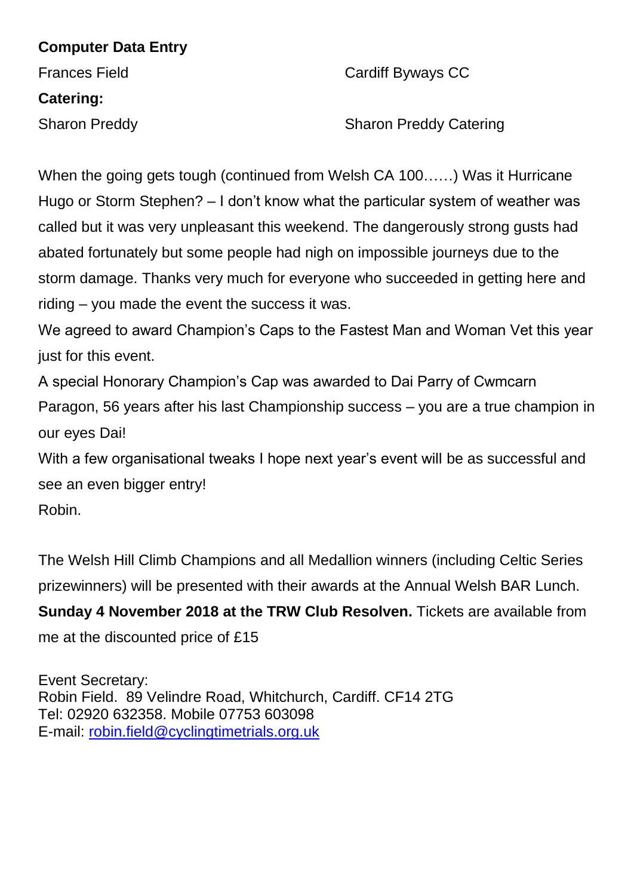**Computer Data Entry**

Frances Field — Cardiff Byways CC

**Catering:**

Sharon Preddy — Sharon Preddy Catering

When the going gets tough (continued from Welsh CA 100……) Was it Hurricane Hugo or Storm Stephen? – I don't know what the particular system of weather was called but it was very unpleasant this weekend. The dangerously strong gusts had abated fortunately but some people had nigh on impossible journeys due to the storm damage. Thanks very much for everyone who succeeded in getting here and riding – you made the event the success it was.

We agreed to award Champion's Caps to the Fastest Man and Woman Vet this year just for this event.

A special Honorary Champion's Cap was awarded to Dai Parry of Cwmcarn Paragon, 56 years after his last Championship success – you are a true champion in our eyes Dai!

With a few organisational tweaks I hope next year's event will be as successful and see an even bigger entry!

Robin.

The Welsh Hill Climb Champions and all Medallion winners (including Celtic Series prizewinners) will be presented with their awards at the Annual Welsh BAR Lunch. **Sunday 4 November 2018 at the TRW Club Resolven.** Tickets are available from me at the discounted price of £15

Event Secretary:
Robin Field. 89 Velindre Road, Whitchurch, Cardiff. CF14 2TG
Tel: 02920 632358. Mobile 07753 603098
E-mail: robin.field@cyclingtimetrials.org.uk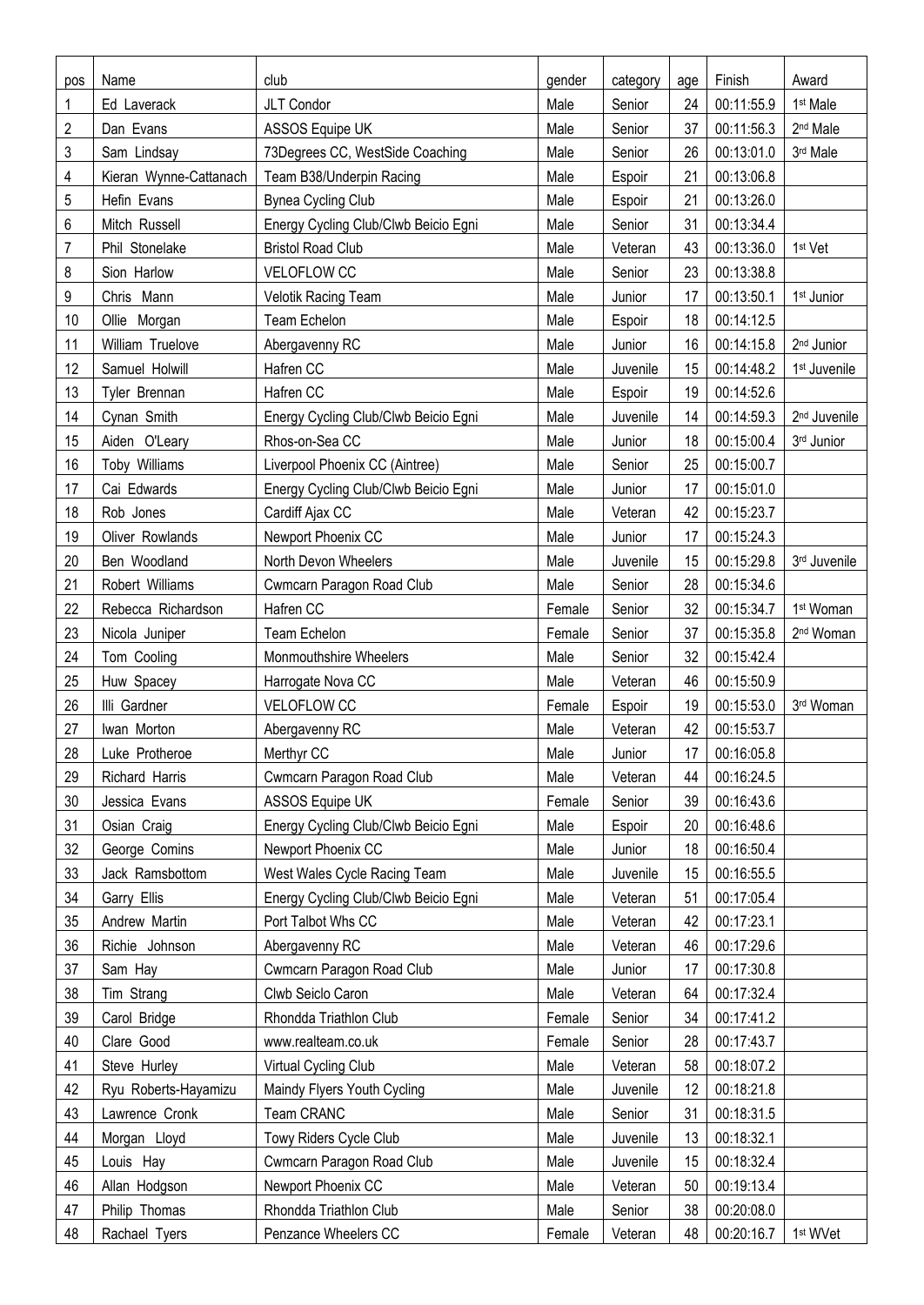| pos | Name | club | gender | category | age | Finish | Award |
|---|---|---|---|---|---|---|---|
| 1 | Ed Laverack | JLT Condor | Male | Senior | 24 | 00:11:55.9 | 1st Male |
| 2 | Dan Evans | ASSOS Equipe UK | Male | Senior | 37 | 00:11:56.3 | 2nd Male |
| 3 | Sam Lindsay | 73Degrees CC, WestSide Coaching | Male | Senior | 26 | 00:13:01.0 | 3rd Male |
| 4 | Kieran Wynne-Cattanach | Team B38/Underpin Racing | Male | Espoir | 21 | 00:13:06.8 | |
| 5 | Hefin Evans | Bynea Cycling Club | Male | Espoir | 21 | 00:13:26.0 | |
| 6 | Mitch Russell | Energy Cycling Club/Clwb Beicio Egni | Male | Senior | 31 | 00:13:34.4 | |
| 7 | Phil Stonelake | Bristol Road Club | Male | Veteran | 43 | 00:13:36.0 | 1st Vet |
| 8 | Sion Harlow | VELOFLOW CC | Male | Senior | 23 | 00:13:38.8 | |
| 9 | Chris Mann | Velotik Racing Team | Male | Junior | 17 | 00:13:50.1 | 1st Junior |
| 10 | Ollie Morgan | Team Echelon | Male | Espoir | 18 | 00:14:12.5 | |
| 11 | William Truelove | Abergavenny RC | Male | Junior | 16 | 00:14:15.8 | 2nd Junior |
| 12 | Samuel Holwill | Hafren CC | Male | Juvenile | 15 | 00:14:48.2 | 1st Juvenile |
| 13 | Tyler Brennan | Hafren CC | Male | Espoir | 19 | 00:14:52.6 | |
| 14 | Cynan Smith | Energy Cycling Club/Clwb Beicio Egni | Male | Juvenile | 14 | 00:14:59.3 | 2nd Juvenile |
| 15 | Aiden O'Leary | Rhos-on-Sea CC | Male | Junior | 18 | 00:15:00.4 | 3rd Junior |
| 16 | Toby Williams | Liverpool Phoenix CC (Aintree) | Male | Senior | 25 | 00:15:00.7 | |
| 17 | Cai Edwards | Energy Cycling Club/Clwb Beicio Egni | Male | Junior | 17 | 00:15:01.0 | |
| 18 | Rob Jones | Cardiff Ajax CC | Male | Veteran | 42 | 00:15:23.7 | |
| 19 | Oliver Rowlands | Newport Phoenix CC | Male | Junior | 17 | 00:15:24.3 | |
| 20 | Ben Woodland | North Devon Wheelers | Male | Juvenile | 15 | 00:15:29.8 | 3rd Juvenile |
| 21 | Robert Williams | Cwmcarn Paragon Road Club | Male | Senior | 28 | 00:15:34.6 | |
| 22 | Rebecca Richardson | Hafren CC | Female | Senior | 32 | 00:15:34.7 | 1st Woman |
| 23 | Nicola Juniper | Team Echelon | Female | Senior | 37 | 00:15:35.8 | 2nd Woman |
| 24 | Tom Cooling | Monmouthshire Wheelers | Male | Senior | 32 | 00:15:42.4 | |
| 25 | Huw Spacey | Harrogate Nova CC | Male | Veteran | 46 | 00:15:50.9 | |
| 26 | Illi Gardner | VELOFLOW CC | Female | Espoir | 19 | 00:15:53.0 | 3rd Woman |
| 27 | Iwan Morton | Abergavenny RC | Male | Veteran | 42 | 00:15:53.7 | |
| 28 | Luke Protheroe | Merthyr CC | Male | Junior | 17 | 00:16:05.8 | |
| 29 | Richard Harris | Cwmcarn Paragon Road Club | Male | Veteran | 44 | 00:16:24.5 | |
| 30 | Jessica Evans | ASSOS Equipe UK | Female | Senior | 39 | 00:16:43.6 | |
| 31 | Osian Craig | Energy Cycling Club/Clwb Beicio Egni | Male | Espoir | 20 | 00:16:48.6 | |
| 32 | George Comins | Newport Phoenix CC | Male | Junior | 18 | 00:16:50.4 | |
| 33 | Jack Ramsbottom | West Wales Cycle Racing Team | Male | Juvenile | 15 | 00:16:55.5 | |
| 34 | Garry Ellis | Energy Cycling Club/Clwb Beicio Egni | Male | Veteran | 51 | 00:17:05.4 | |
| 35 | Andrew Martin | Port Talbot Whs CC | Male | Veteran | 42 | 00:17:23.1 | |
| 36 | Richie Johnson | Abergavenny RC | Male | Veteran | 46 | 00:17:29.6 | |
| 37 | Sam Hay | Cwmcarn Paragon Road Club | Male | Junior | 17 | 00:17:30.8 | |
| 38 | Tim Strang | Clwb Seiclo Caron | Male | Veteran | 64 | 00:17:32.4 | |
| 39 | Carol Bridge | Rhondda Triathlon Club | Female | Senior | 34 | 00:17:41.2 | |
| 40 | Clare Good | www.realteam.co.uk | Female | Senior | 28 | 00:17:43.7 | |
| 41 | Steve Hurley | Virtual Cycling Club | Male | Veteran | 58 | 00:18:07.2 | |
| 42 | Ryu Roberts-Hayamizu | Maindy Flyers Youth Cycling | Male | Juvenile | 12 | 00:18:21.8 | |
| 43 | Lawrence Cronk | Team CRANC | Male | Senior | 31 | 00:18:31.5 | |
| 44 | Morgan Lloyd | Towy Riders Cycle Club | Male | Juvenile | 13 | 00:18:32.1 | |
| 45 | Louis Hay | Cwmcarn Paragon Road Club | Male | Juvenile | 15 | 00:18:32.4 | |
| 46 | Allan Hodgson | Newport Phoenix CC | Male | Veteran | 50 | 00:19:13.4 | |
| 47 | Philip Thomas | Rhondda Triathlon Club | Male | Senior | 38 | 00:20:08.0 | |
| 48 | Rachael Tyers | Penzance Wheelers CC | Female | Veteran | 48 | 00:20:16.7 | 1st WVet |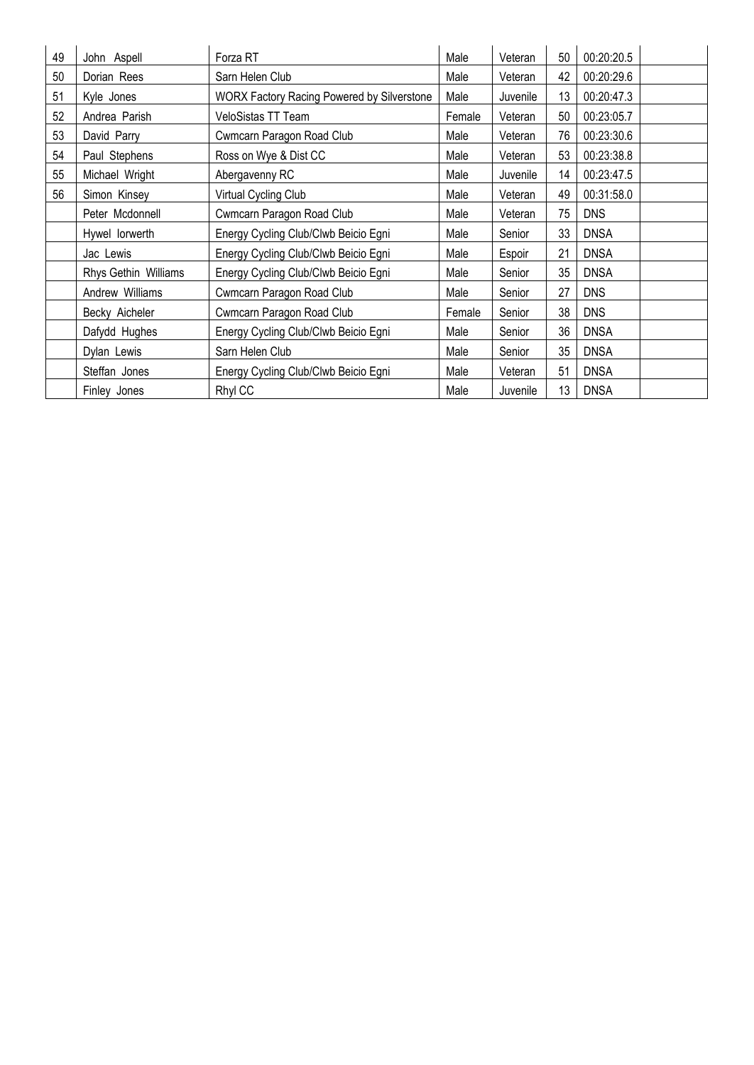| | | | | | | | |
|---|---|---|---|---|---|---|---|
| 49 | John Aspell | Forza RT | Male | Veteran | 50 | 00:20:20.5 | |
| 50 | Dorian Rees | Sarn Helen Club | Male | Veteran | 42 | 00:20:29.6 | |
| 51 | Kyle Jones | WORX Factory Racing Powered by Silverstone | Male | Juvenile | 13 | 00:20:47.3 | |
| 52 | Andrea Parish | VeloSistas TT Team | Female | Veteran | 50 | 00:23:05.7 | |
| 53 | David Parry | Cwmcarn Paragon Road Club | Male | Veteran | 76 | 00:23:30.6 | |
| 54 | Paul Stephens | Ross on Wye & Dist CC | Male | Veteran | 53 | 00:23:38.8 | |
| 55 | Michael Wright | Abergavenny RC | Male | Juvenile | 14 | 00:23:47.5 | |
| 56 | Simon Kinsey | Virtual Cycling Club | Male | Veteran | 49 | 00:31:58.0 | |
| | Peter Mcdonnell | Cwmcarn Paragon Road Club | Male | Veteran | 75 | DNS | |
| | Hywel Iorwerth | Energy Cycling Club/Clwb Beicio Egni | Male | Senior | 33 | DNSA | |
| | Jac Lewis | Energy Cycling Club/Clwb Beicio Egni | Male | Espoir | 21 | DNSA | |
| | Rhys Gethin Williams | Energy Cycling Club/Clwb Beicio Egni | Male | Senior | 35 | DNSA | |
| | Andrew Williams | Cwmcarn Paragon Road Club | Male | Senior | 27 | DNS | |
| | Becky Aicheler | Cwmcarn Paragon Road Club | Female | Senior | 38 | DNS | |
| | Dafydd Hughes | Energy Cycling Club/Clwb Beicio Egni | Male | Senior | 36 | DNSA | |
| | Dylan Lewis | Sarn Helen Club | Male | Senior | 35 | DNSA | |
| | Steffan Jones | Energy Cycling Club/Clwb Beicio Egni | Male | Veteran | 51 | DNSA | |
| | Finley Jones | Rhyl CC | Male | Juvenile | 13 | DNSA | |